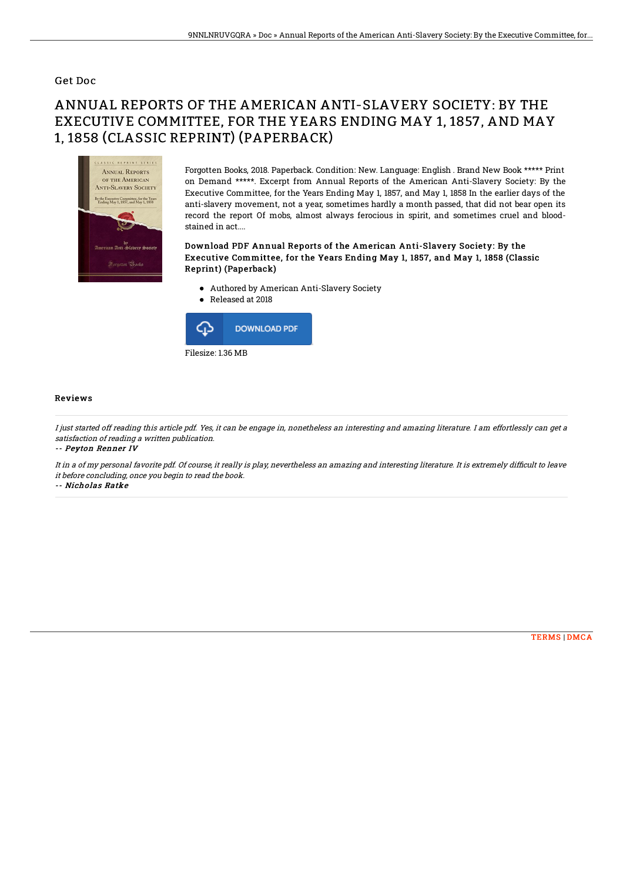Get Doc

# ANNUAL REPORTS OF THE AMERICAN ANTI-SLAVERY SOCIETY: BY THE EXECUTIVE COMMITTEE, FOR THE YEARS ENDING MAY 1, 1857, AND MAY 1, 1858 (CLASSIC REPRINT) (PAPERBACK)

Forgotten Books, 2018. Paperback. Condition: New. Language: English . Brand New Book ***** Print on Demand *****. Excerpt from Annual Reports of the American Anti-Slavery Society: By the Executive Committee, for the Years Ending May 1, 1857, and May 1, 1858 In the earlier days of the anti-slavery movement, not a year, sometimes hardly a month passed, that did not bear open its record the report Of mobs, almost always ferocious in spirit, and sometimes cruel and blood-stained in act....

### Download PDF Annual Reports of the American Anti-Slavery Society: By the Executive Committee, for the Years Ending May 1, 1857, and May 1, 1858 (Classic Reprint) (Paperback)

- Authored by American Anti-Slavery Society
- Released at 2018

DOWNLOAD PDF

Filesize: 1.36 MB

## Reviews

*I just started off reading this article pdf. Yes, it can be engage in, nonetheless an interesting and amazing literature. I am effortlessly can get a satisfaction of reading a written publication.*

-- ***Peyton Renner IV***

*It in a of my personal favorite pdf. Of course, it really is play, nevertheless an amazing and interesting literature. It is extremely difficult to leave it before concluding, once you begin to read the book.*

-- ***Nicholas Ratke***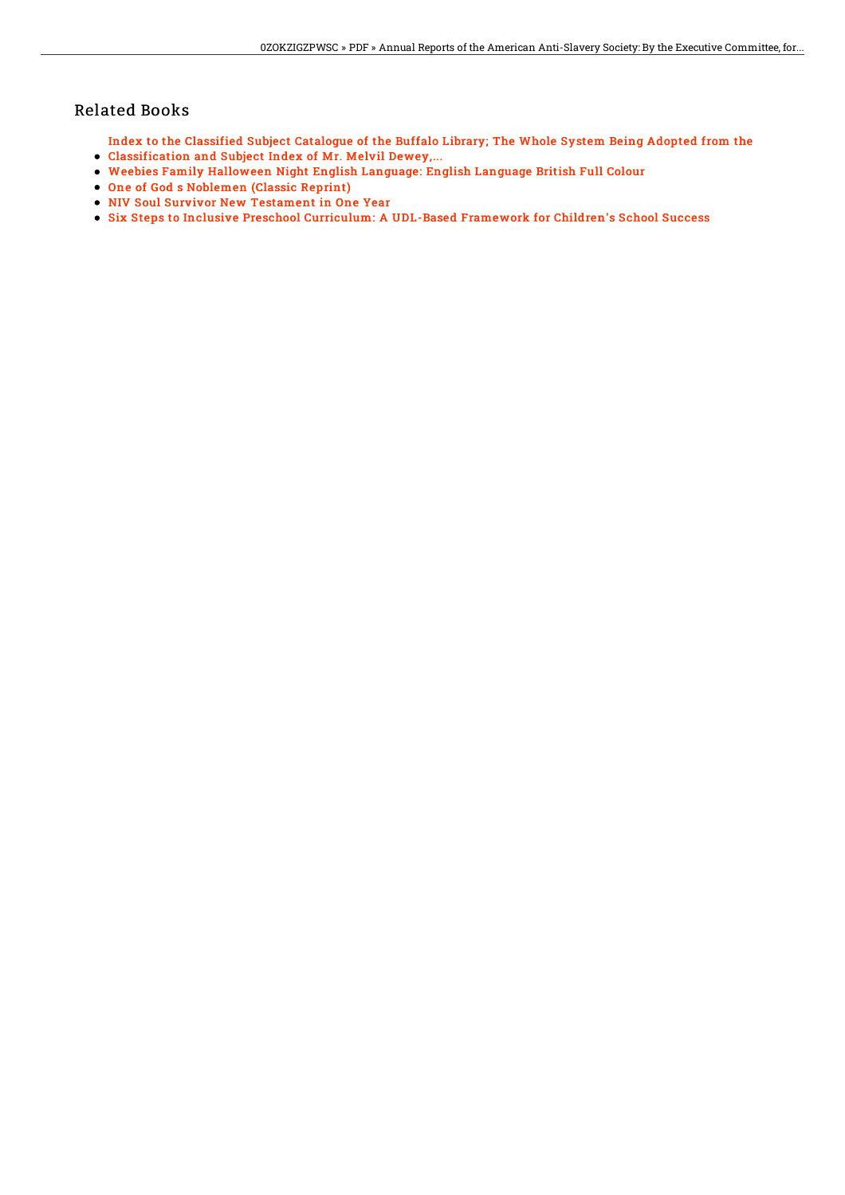## Related Books

- Index to the Classified Subject Catalogue of the Buffalo Library; The Whole System Being Adopted from the Classification and Subject Index of Mr. Melvil Dewey,...
- Weebies Family Halloween Night English Language: English Language British Full Colour
- One of God s Noblemen (Classic Reprint)
- NIV Soul Survivor New Testament in One Year
- Six Steps to Inclusive Preschool Curriculum: A UDL-Based Framework for Children's School Success